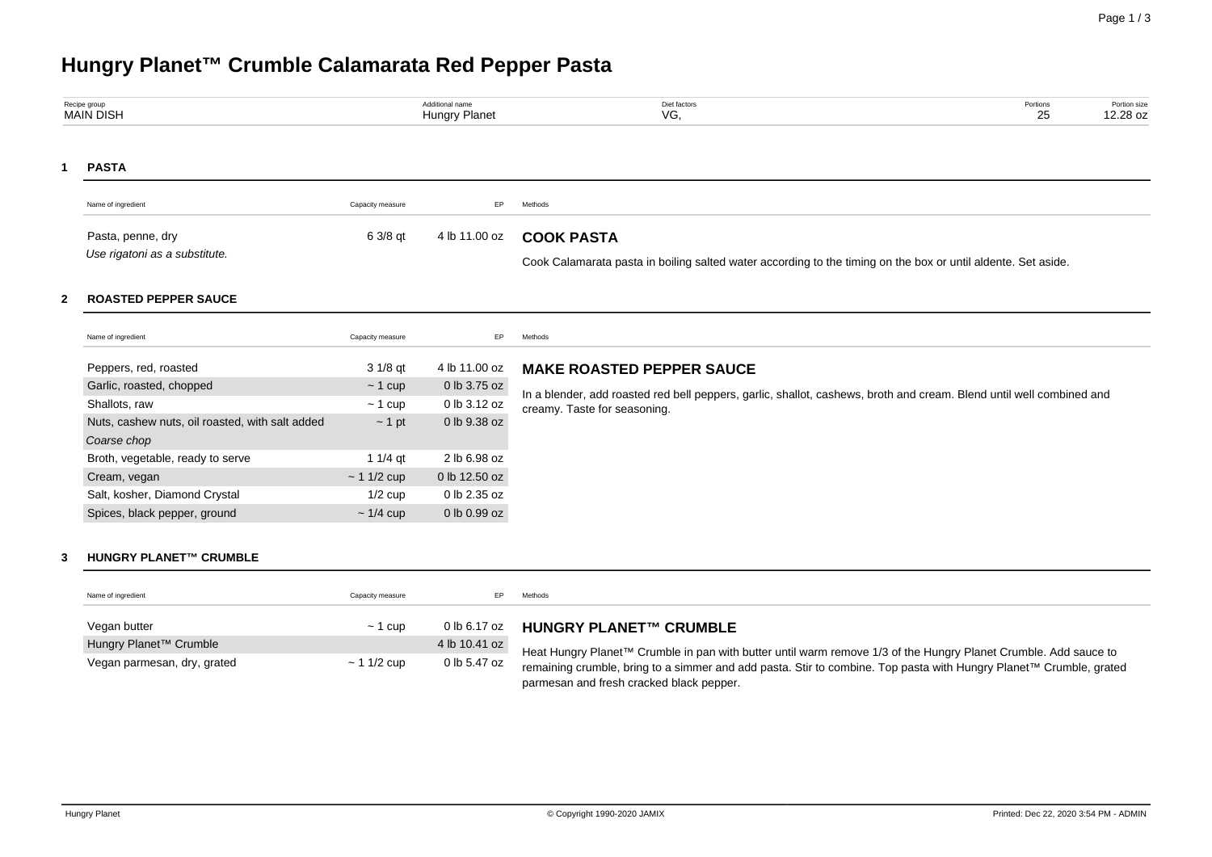# Hungry Planet™ Crumble Calamarata Red Pepper Pasta

| Recipe group | Additional name | Diet factors | Portions | Portion size |
|---|---|---|---|---|
| MAIN DISH | Hungry Planet | VG, | 25 | 12.28 oz |

## 1 PASTA

| Name of ingredient | Capacity measure | EP |
|---|---|---|
| Pasta, penne, dry<br>*Use rigatoni as a substitute.* | 6 3/8 qt | 4 lb 11.00 oz |

**Methods**

### COOK PASTA

Cook Calamarata pasta in boiling salted water according to the timing on the box or until aldente. Set aside.

## 2 ROASTED PEPPER SAUCE

| Name of ingredient | Capacity measure | EP |
|---|---|---|
| Peppers, red, roasted | 3 1/8 qt | 4 lb 11.00 oz |
| Garlic, roasted, chopped | ~ 1 cup | 0 lb 3.75 oz |
| Shallots, raw | ~ 1 cup | 0 lb 3.12 oz |
| Nuts, cashew nuts, oil roasted, with salt added<br>*Coarse chop* | ~ 1 pt | 0 lb 9.38 oz |
| Broth, vegetable, ready to serve | 1 1/4 qt | 2 lb 6.98 oz |
| Cream, vegan | ~ 1 1/2 cup | 0 lb 12.50 oz |
| Salt, kosher, Diamond Crystal | 1/2 cup | 0 lb 2.35 oz |
| Spices, black pepper, ground | ~ 1/4 cup | 0 lb 0.99 oz |

**Methods**

### MAKE ROASTED PEPPER SAUCE

In a blender, add roasted red bell peppers, garlic, shallot, cashews, broth and cream. Blend until well combined and creamy. Taste for seasoning.

## 3 HUNGRY PLANET™ CRUMBLE

| Name of ingredient | Capacity measure | EP |
|---|---|---|
| Vegan butter | ~ 1 cup | 0 lb 6.17 oz |
| Hungry Planet™ Crumble | | 4 lb 10.41 oz |
| Vegan parmesan, dry, grated | ~ 1 1/2 cup | 0 lb 5.47 oz |

**Methods**

### HUNGRY PLANET™ CRUMBLE

Heat Hungry Planet™ Crumble in pan with butter until warm remove 1/3 of the Hungry Planet Crumble. Add sauce to remaining crumble, bring to a simmer and add pasta. Stir to combine. Top pasta with Hungry Planet™ Crumble, grated parmesan and fresh cracked black pepper.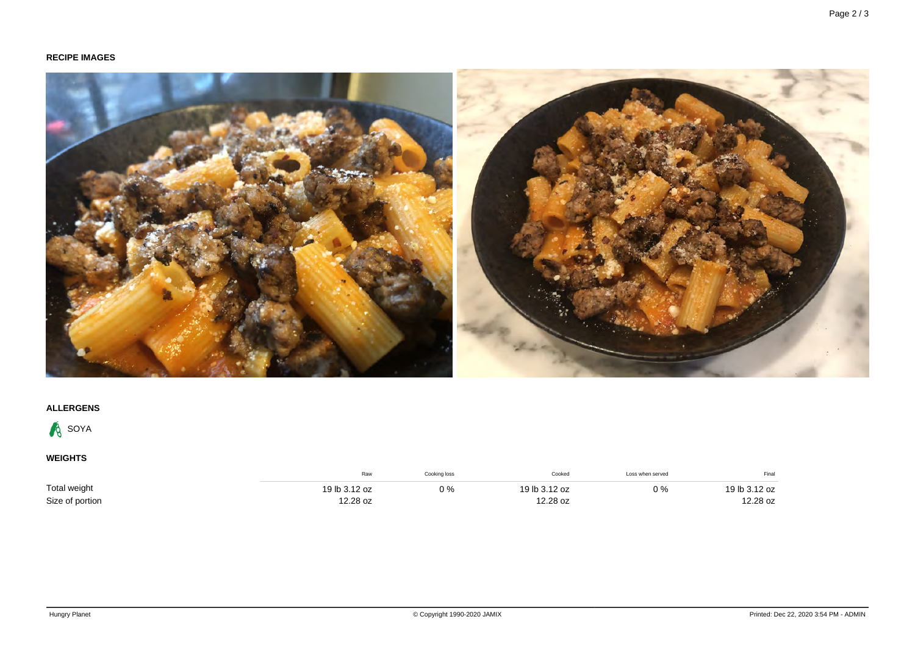## RECIPE IMAGES

## ALLERGENS

SOYA

## WEIGHTS

| | Raw | Cooking loss | Cooked | Loss when served | Final |
|---|---|---|---|---|---|
| Total weight | 19 lb 3.12 oz | 0 % | 19 lb 3.12 oz | 0 % | 19 lb 3.12 oz |
| Size of portion | 12.28 oz | | 12.28 oz | | 12.28 oz |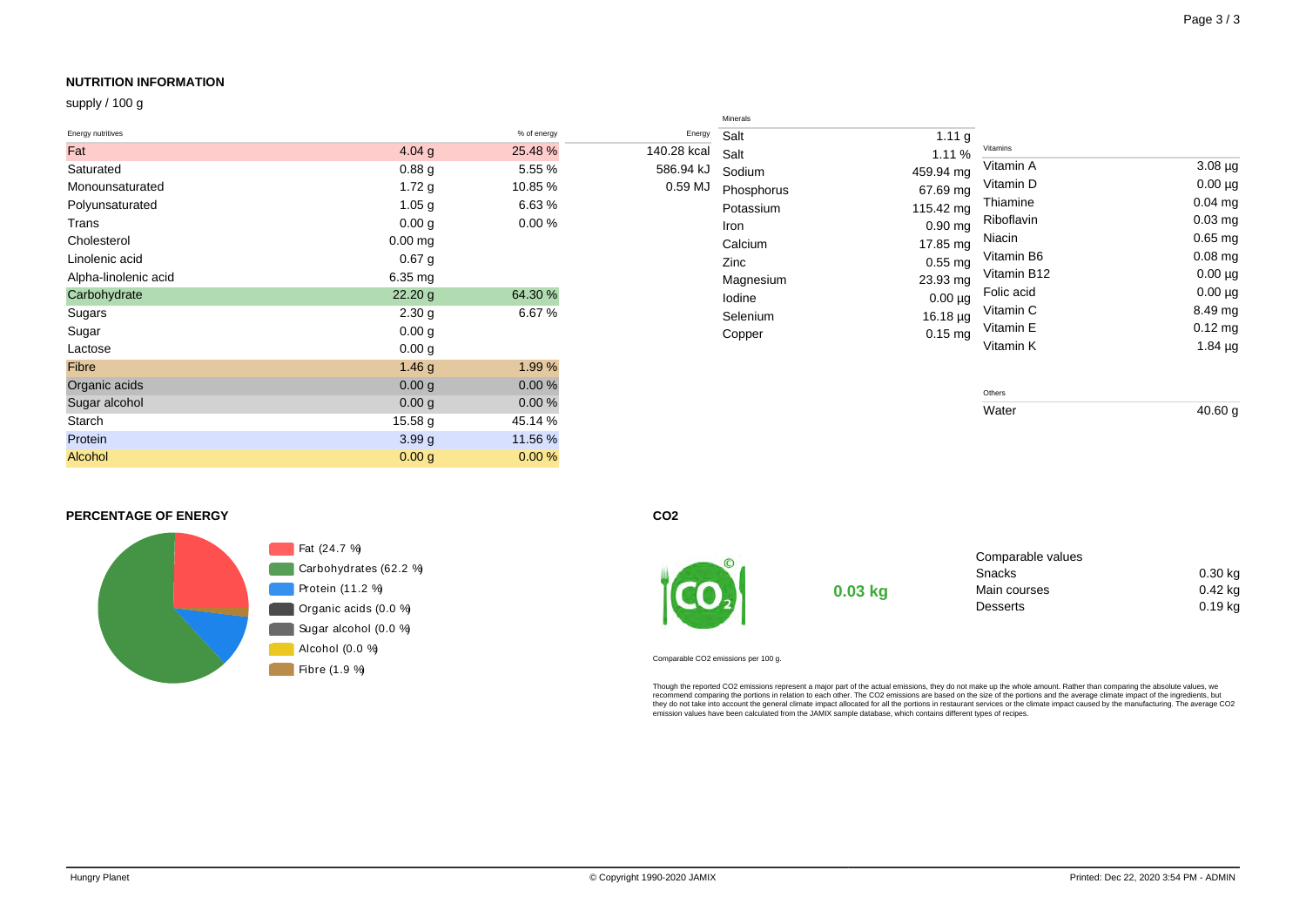## NUTRITION INFORMATION

supply / 100 g

| Energy nutritives | | % of energy |
|---|---|---|
| Fat | 4.04 g | 25.48 % |
| Saturated | 0.88 g | 5.55 % |
| Monounsaturated | 1.72 g | 10.85 % |
| Polyunsaturated | 1.05 g | 6.63 % |
| Trans | 0.00 g | 0.00 % |
| Cholesterol | 0.00 mg | |
| Linolenic acid | 0.67 g | |
| Alpha-linolenic acid | 6.35 mg | |
| Carbohydrate | 22.20 g | 64.30 % |
| Sugars | 2.30 g | 6.67 % |
| Sugar | 0.00 g | |
| Lactose | 0.00 g | |
| Fibre | 1.46 g | 1.99 % |
| Organic acids | 0.00 g | 0.00 % |
| Sugar alcohol | 0.00 g | 0.00 % |
| Starch | 15.58 g | 45.14 % |
| Protein | 3.99 g | 11.56 % |
| Alcohol | 0.00 g | 0.00 % |

| Energy |
|---|
| 140.28 kcal |
| 586.94 kJ |
| 0.59 MJ |

| Minerals | |
|---|---|
| Salt | 1.11 g |
| Salt | 1.11 % |
| Sodium | 459.94 mg |
| Phosphorus | 67.69 mg |
| Potassium | 115.42 mg |
| Iron | 0.90 mg |
| Calcium | 17.85 mg |
| Zinc | 0.55 mg |
| Magnesium | 23.93 mg |
| Iodine | 0.00 µg |
| Selenium | 16.18 µg |
| Copper | 0.15 mg |

| Vitamins | |
|---|---|
| Vitamin A | 3.08 µg |
| Vitamin D | 0.00 µg |
| Thiamine | 0.04 mg |
| Riboflavin | 0.03 mg |
| Niacin | 0.65 mg |
| Vitamin B6 | 0.08 mg |
| Vitamin B12 | 0.00 µg |
| Folic acid | 0.00 µg |
| Vitamin C | 8.49 mg |
| Vitamin E | 0.12 mg |
| Vitamin K | 1.84 µg |

| Others | |
|---|---|
| Water | 40.60 g |

## PERCENTAGE OF ENERGY

Fat (24.7 %)
Carbohydrates (62.2 %)
Protein (11.2 %)
Organic acids (0.0 %)
Sugar alcohol (0.0 %)
Alcohol (0.0 %)
Fibre (1.9 %)

## CO2

0.03 kg

| Comparable values | |
|---|---|
| Snacks | 0.30 kg |
| Main courses | 0.42 kg |
| Desserts | 0.19 kg |

Comparable CO2 emissions per 100 g.

Though the reported CO2 emissions represent a major part of the actual emissions, they do not make up the whole amount. Rather than comparing the absolute values, we recommend comparing the portions in relation to each other. The CO2 emissions are based on the size of the portions and the average climate impact of the ingredients, but they do not take into account the general climate impact allocated for all the portions in restaurant services or the climate impact caused by the manufacturing. The average CO2 emission values have been calculated from the JAMIX sample database, which contains different types of recipes.